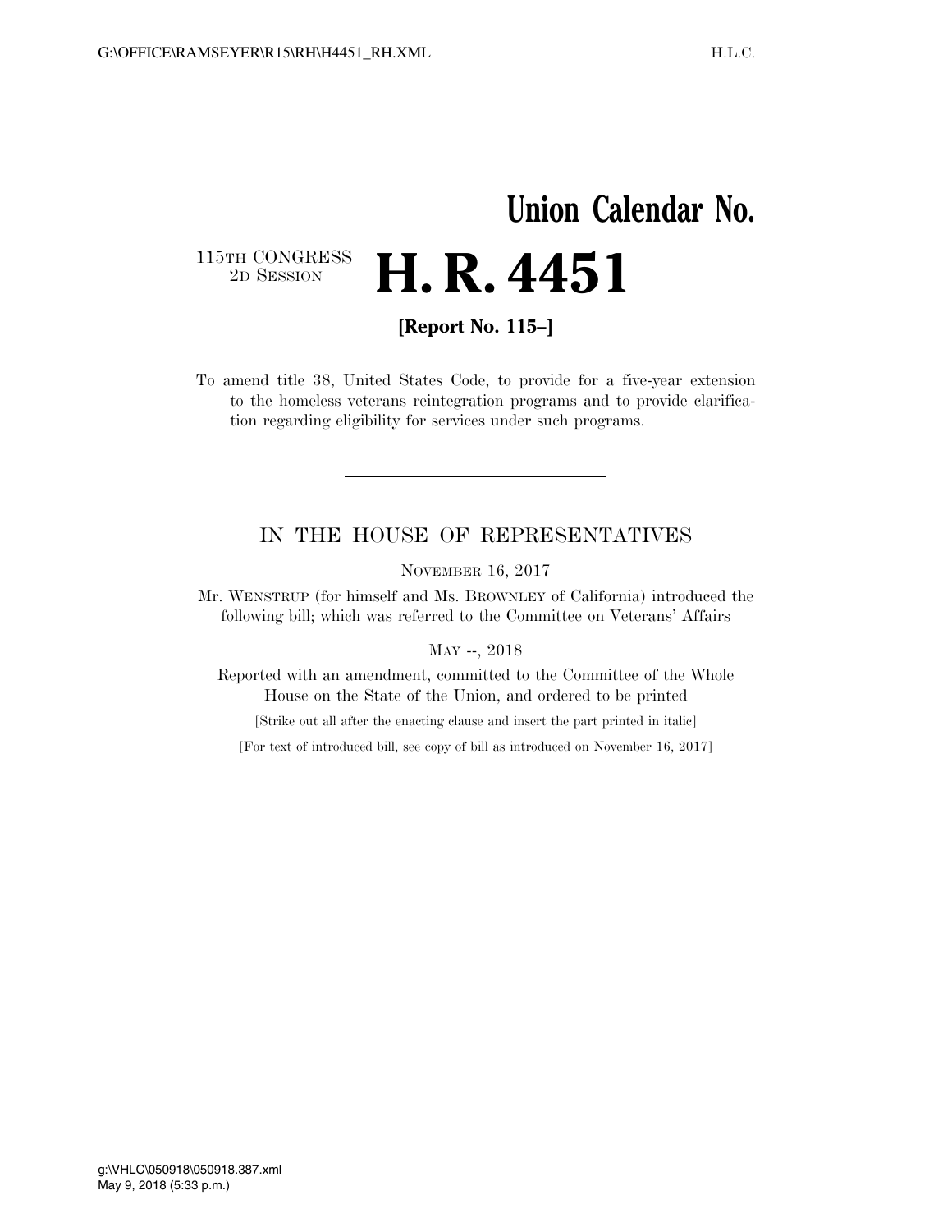# Union Calendar No.

115TH CONGRESS
2D SESSION

# H. R. 4451

**[Report No. 115–]**

To amend title 38, United States Code, to provide for a five-year extension to the homeless veterans reintegration programs and to provide clarification regarding eligibility for services under such programs.

---

## IN THE HOUSE OF REPRESENTATIVES

NOVEMBER 16, 2017

Mr. WENSTRUP (for himself and Ms. BROWNLEY of California) introduced the following bill; which was referred to the Committee on Veterans' Affairs

MAY --, 2018

Reported with an amendment, committed to the Committee of the Whole House on the State of the Union, and ordered to be printed

[Strike out all after the enacting clause and insert the part printed in italic]

[For text of introduced bill, see copy of bill as introduced on November 16, 2017]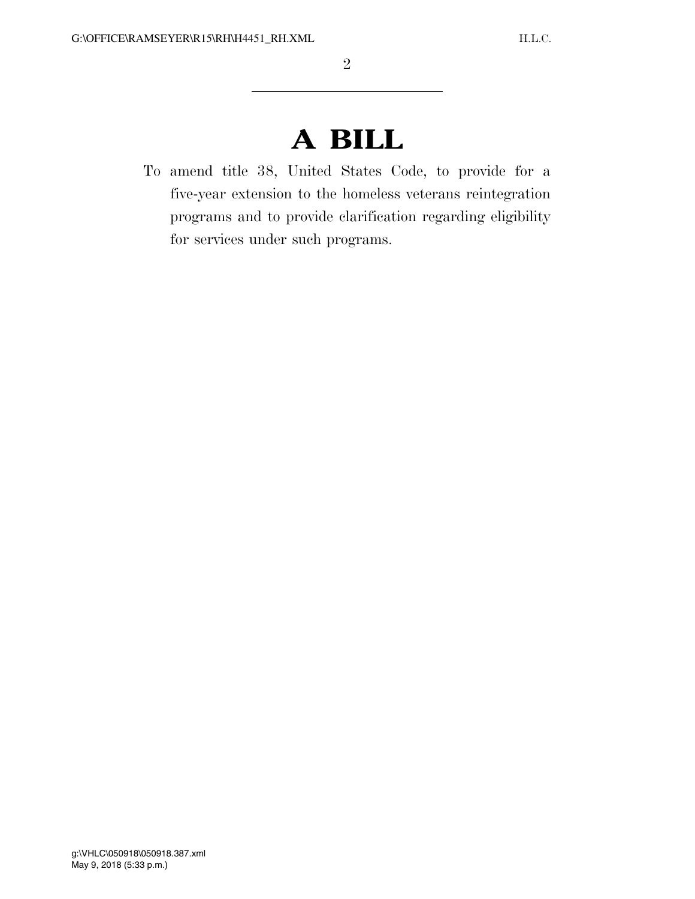# A BILL

To amend title 38, United States Code, to provide for a five-year extension to the homeless veterans reintegration programs and to provide clarification regarding eligibility for services under such programs.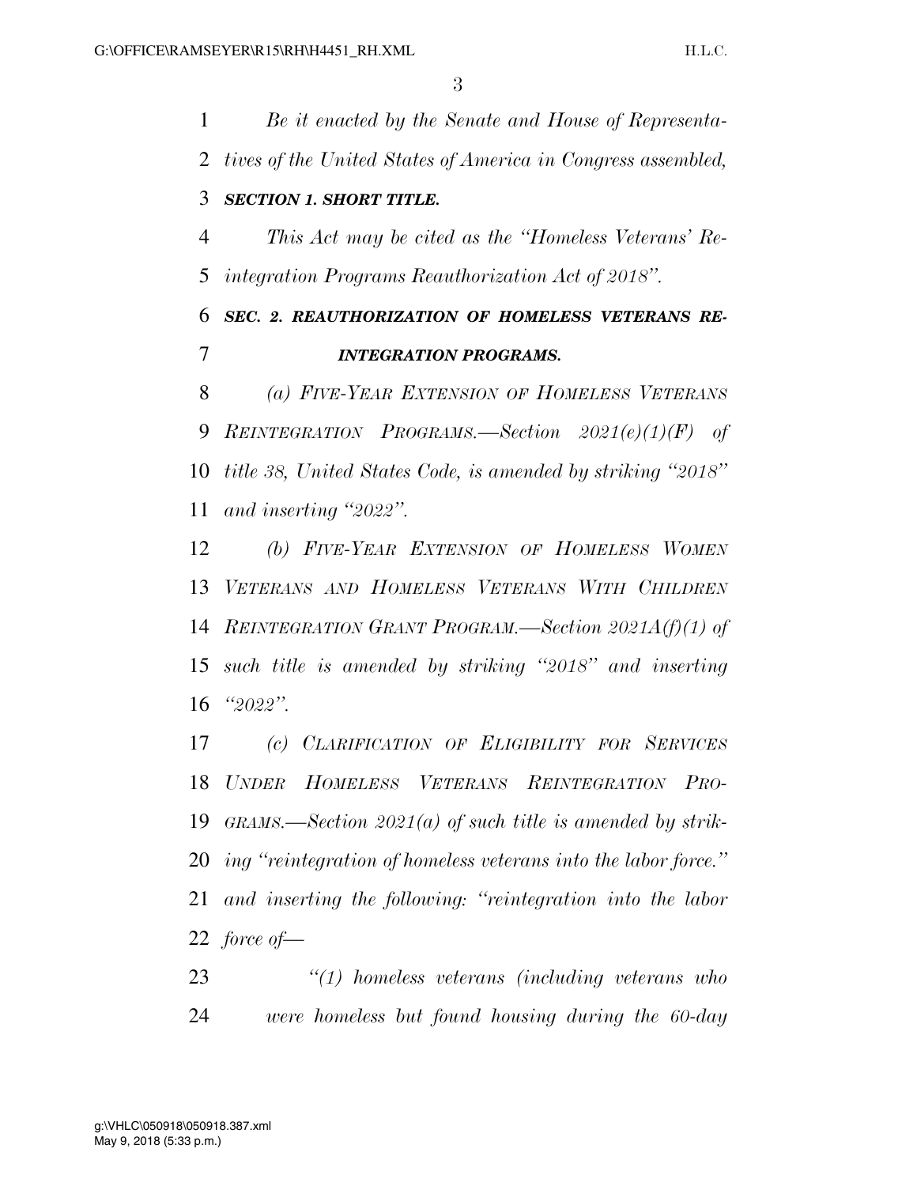*Be it enacted by the Senate and House of Representatives of the United States of America in Congress assembled,*

***SECTION 1. SHORT TITLE.***

*This Act may be cited as the "Homeless Veterans' Reintegration Programs Reauthorization Act of 2018".*

***SEC. 2. REAUTHORIZATION OF HOMELESS VETERANS REINTEGRATION PROGRAMS.***

*(a) FIVE-YEAR EXTENSION OF HOMELESS VETERANS REINTEGRATION PROGRAMS.—Section 2021(e)(1)(F) of title 38, United States Code, is amended by striking "2018" and inserting "2022".*

*(b) FIVE-YEAR EXTENSION OF HOMELESS WOMEN VETERANS AND HOMELESS VETERANS WITH CHILDREN REINTEGRATION GRANT PROGRAM.—Section 2021A(f)(1) of such title is amended by striking "2018" and inserting "2022".*

*(c) CLARIFICATION OF ELIGIBILITY FOR SERVICES UNDER HOMELESS VETERANS REINTEGRATION PROGRAMS.—Section 2021(a) of such title is amended by striking "reintegration of homeless veterans into the labor force." and inserting the following: "reintegration into the labor force of—*

*"(1) homeless veterans (including veterans who were homeless but found housing during the 60-day*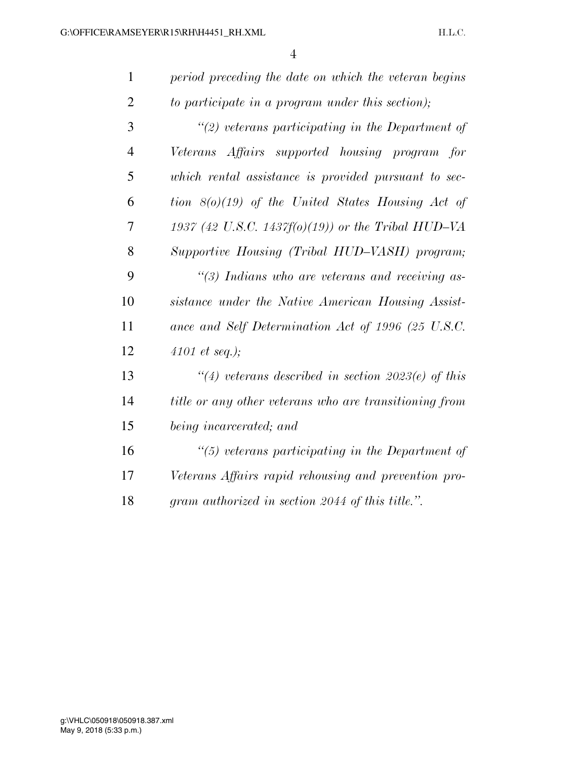*period preceding the date on which the veteran begins to participate in a program under this section);*

*"(2) veterans participating in the Department of Veterans Affairs supported housing program for which rental assistance is provided pursuant to section 8(o)(19) of the United States Housing Act of 1937 (42 U.S.C. 1437f(o)(19)) or the Tribal HUD–VA Supportive Housing (Tribal HUD–VASH) program;*

*"(3) Indians who are veterans and receiving assistance under the Native American Housing Assistance and Self Determination Act of 1996 (25 U.S.C. 4101 et seq.);*

*"(4) veterans described in section 2023(e) of this title or any other veterans who are transitioning from being incarcerated; and*

*"(5) veterans participating in the Department of Veterans Affairs rapid rehousing and prevention program authorized in section 2044 of this title.".*